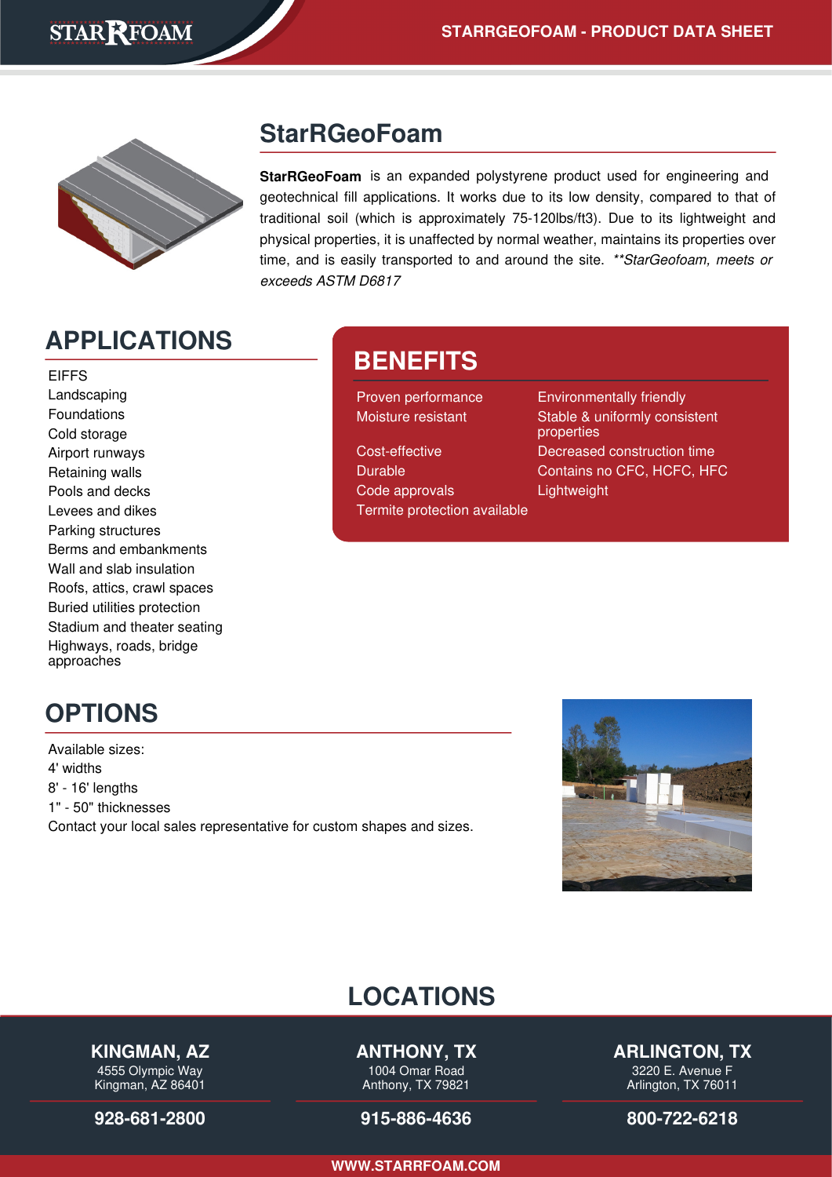# StarRGeoFoam

**StarRGeoFoam** is an expanded polystyrene product used for engineering and geotechnical fill applications. It works due to its low density, compared to that of traditional soil (which is approximately 75-120lbs/ft3). Due to its lightweight and physical properties, it is unaffected by normal weather, maintains its properties over time, and is easily transported to and around the site. *\*\*StarGeofoam, meets or exceeds ASTM D6817*

## APPLICATIONS

- EIFFS
- Landscaping
- Foundations
- Cold storage
- Airport runways
- Retaining walls
- Pools and decks
- Levees and dikes
- Parking structures
- Berms and embankments
- Wall and slab insulation
- Roofs, attics, crawl spaces
- Buried utilities protection
- Stadium and theater seating
- Highways, roads, bridge approaches

## BENEFITS

- Proven performance
- Moisture resistant
- Cost-effective
- Durable
- Code approvals
- Termite protection available
- Environmentally friendly
- Stable & uniformly consistent properties
- Decreased construction time
- Contains no CFC, HCFC, HFC
- Lightweight

## OPTIONS

Available sizes:
4' widths
8' - 16' lengths
1" - 50" thicknesses
Contact your local sales representative for custom shapes and sizes.

## LOCATIONS

**KINGMAN, AZ**
4555 Olympic Way
Kingman, AZ 86401
**928-681-2800**

**ANTHONY, TX**
1004 Omar Road
Anthony, TX 79821
**915-886-4636**

**ARLINGTON, TX**
3220 E. Avenue F
Arlington, TX 76011
**800-722-6218**

**WWW.STARRFOAM.COM**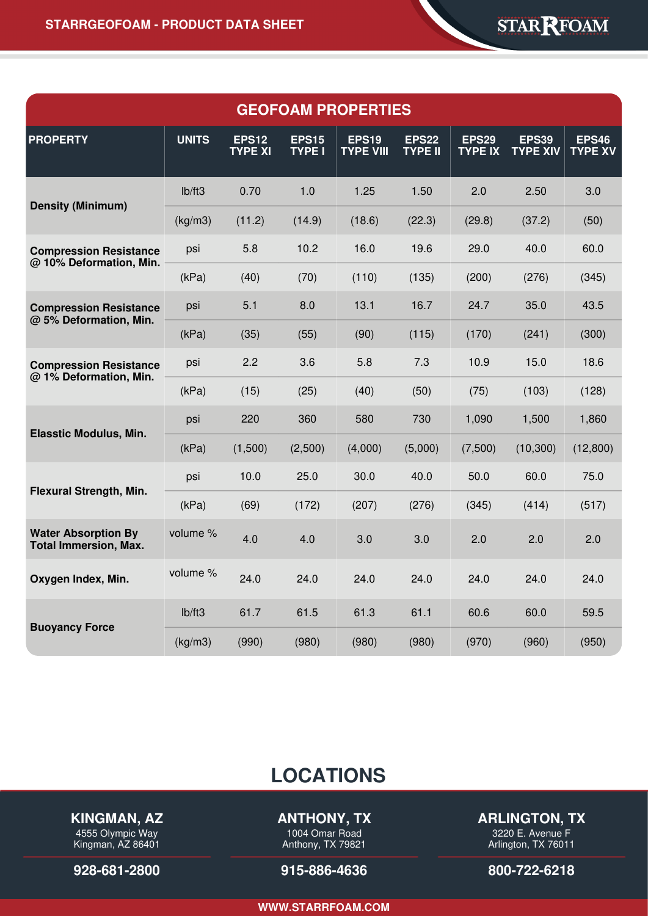## GEOFOAM PROPERTIES

| PROPERTY | UNITS | EPS12 TYPE XI | EPS15 TYPE I | EPS19 TYPE VIII | EPS22 TYPE II | EPS29 TYPE IX | EPS39 TYPE XIV | EPS46 TYPE XV |
|---|---|---|---|---|---|---|---|---|
| **Density (Minimum)** | lb/ft3 | 0.70 | 1.0 | 1.25 | 1.50 | 2.0 | 2.50 | 3.0 |
| | (kg/m3) | (11.2) | (14.9) | (18.6) | (22.3) | (29.8) | (37.2) | (50) |
| **Compression Resistance @ 10% Deformation, Min.** | psi | 5.8 | 10.2 | 16.0 | 19.6 | 29.0 | 40.0 | 60.0 |
| | (kPa) | (40) | (70) | (110) | (135) | (200) | (276) | (345) |
| **Compression Resistance @ 5% Deformation, Min.** | psi | 5.1 | 8.0 | 13.1 | 16.7 | 24.7 | 35.0 | 43.5 |
| | (kPa) | (35) | (55) | (90) | (115) | (170) | (241) | (300) |
| **Compression Resistance @ 1% Deformation, Min.** | psi | 2.2 | 3.6 | 5.8 | 7.3 | 10.9 | 15.0 | 18.6 |
| | (kPa) | (15) | (25) | (40) | (50) | (75) | (103) | (128) |
| **Elasstic Modulus, Min.** | psi | 220 | 360 | 580 | 730 | 1,090 | 1,500 | 1,860 |
| | (kPa) | (1,500) | (2,500) | (4,000) | (5,000) | (7,500) | (10,300) | (12,800) |
| **Flexural Strength, Min.** | psi | 10.0 | 25.0 | 30.0 | 40.0 | 50.0 | 60.0 | 75.0 |
| | (kPa) | (69) | (172) | (207) | (276) | (345) | (414) | (517) |
| **Water Absorption By Total Immersion, Max.** | volume % | 4.0 | 4.0 | 3.0 | 3.0 | 2.0 | 2.0 | 2.0 |
| **Oxygen Index, Min.** | volume % | 24.0 | 24.0 | 24.0 | 24.0 | 24.0 | 24.0 | 24.0 |
| **Buoyancy Force** | lb/ft3 | 61.7 | 61.5 | 61.3 | 61.1 | 60.6 | 60.0 | 59.5 |
| | (kg/m3) | (990) | (980) | (980) | (980) | (970) | (960) | (950) |

## LOCATIONS

**KINGMAN, AZ**
4555 Olympic Way
Kingman, AZ 86401
**928-681-2800**

**ANTHONY, TX**
1004 Omar Road
Anthony, TX 79821
**915-886-4636**

**ARLINGTON, TX**
3220 E. Avenue F
Arlington, TX 76011
**800-722-6218**

**WWW.STARRFOAM.COM**